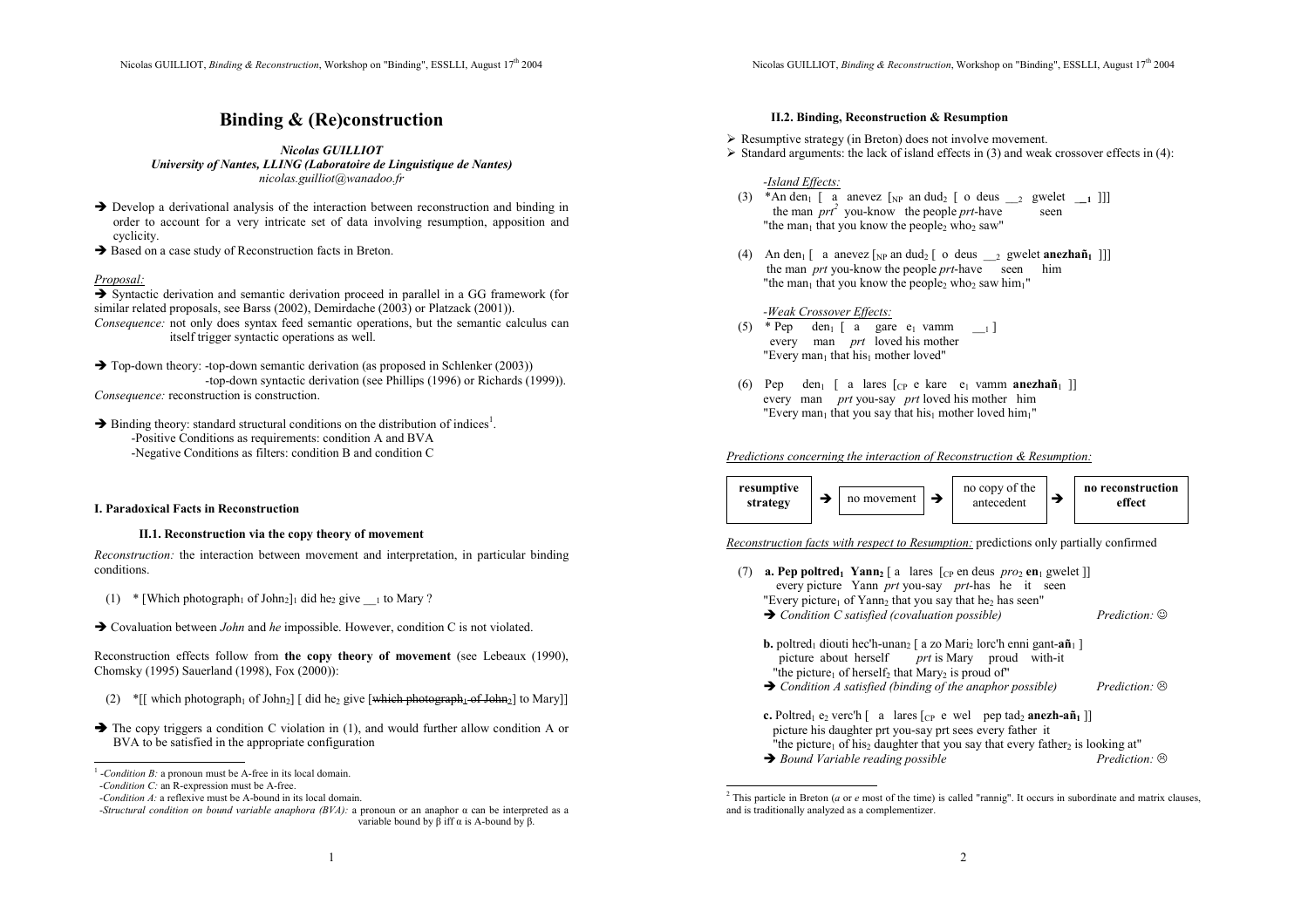# Binding & (Re)construction

***Nicolas GUILLIOT***
***University of Nantes, LLING (Laboratoire de Linguistique de Nantes)***
*nicolas.guilliot@wanadoo.fr*

➔ Develop a derivational analysis of the interaction between reconstruction and binding in order to account for a very intricate set of data involving resumption, apposition and cyclicity.

➔ Based on a case study of Reconstruction facts in Breton.

*Proposal:*

➔ Syntactic derivation and semantic derivation proceed in parallel in a GG framework (for similar related proposals, see Barss (2002), Demirdache (2003) or Platzack (2001)).

*Consequence:* not only does syntax feed semantic operations, but the semantic calculus can itself trigger syntactic operations as well.

➔ Top-down theory: -top-down semantic derivation (as proposed in Schlenker (2003))
-top-down syntactic derivation (see Phillips (1996) or Richards (1999)).

*Consequence:* reconstruction is construction.

➔ Binding theory: standard structural conditions on the distribution of indices[1].
-Positive Conditions as requirements: condition A and BVA
-Negative Conditions as filters: condition B and condition C

## I. Paradoxical Facts in Reconstruction

### II.1. Reconstruction via the copy theory of movement

*Reconstruction:* the interaction between movement and interpretation, in particular binding conditions.

(1) * [Which photograph$_1$ of John$_2$]$_1$ did he$_2$ give \_\_$_1$ to Mary ?

➔ Covaluation between *John* and *he* impossible. However, condition C is not violated.

Reconstruction effects follow from **the copy theory of movement** (see Lebeaux (1990), Chomsky (1995) Sauerland (1998), Fox (2000)):

(2) \*[[ which photograph$_1$ of John$_2$] [ did he$_2$ give [~~which photograph$_1$ of John$_2$~~] to Mary]]

➔ The copy triggers a condition C violation in (1), and would further allow condition A or BVA to be satisfied in the appropriate configuration

[1] -*Condition B:* a pronoun must be A-free in its local domain.
-*Condition C:* an R-expression must be A-free.
-*Condition A:* a reflexive must be A-bound in its local domain.
-*Structural condition on bound variable anaphora (BVA):* a pronoun or an anaphor α can be interpreted as a variable bound by β iff α is A-bound by β.

### II.2. Binding, Reconstruction & Resumption

- Resumptive strategy (in Breton) does not involve movement.
- Standard arguments: the lack of island effects in (3) and weak crossover effects in (4):

*-Island Effects:*

(3) \*An den$_1$ [ a anevez [$_{NP}$ an dud$_2$ [ o deus \_\_$_2$ gwelet **\_\_$_1$** ]]]
the man *prt*[2] you-know the people *prt*-have seen
"the man$_1$ that you know the people$_2$ who$_2$ saw"

(4) An den$_1$ [ a anevez [$_{NP}$ an dud$_2$ [ o deus \_\_$_2$ gwelet **anezhañ$_1$** ]]]
the man *prt* you-know the people *prt*-have seen him
"the man$_1$ that you know the people$_2$ who$_2$ saw him$_1$"

*-Weak Crossover Effects:*

(5) \* Pep den$_1$ [ a gare e$_1$ vamm \_\_$_1$ ]
every man *prt* loved his mother
"Every man$_1$ that his$_1$ mother loved"

(6) Pep den$_1$ [ a lares [$_{CP}$ e kare e$_1$ vamm **anezhañ$_1$** ]]
every man *prt* you-say *prt* loved his mother him
"Every man$_1$ that you say that his$_1$ mother loved him$_1$"

*Predictions concerning the interaction of Reconstruction & Resumption:*

**resumptive strategy** ➔ no movement ➔ no copy of the antecedent ➔ **no reconstruction effect**

*Reconstruction facts with respect to Resumption:* predictions only partially confirmed

(7) **a. Pep poltred$_1$ Yann$_2$** [ a lares [$_{CP}$ en deus *pro$_2$* **en$_1$** gwelet ]]
every picture Yann *prt* you-say *prt*-has he it seen
"Every picture$_1$ of Yann$_2$ that you say that he$_2$ has seen"
➔ *Condition C satisfied (covaluation possible)* *Prediction:* ☺

**b.** poltred$_1$ diouti hec'h-unan$_2$ [ a zo Mari$_2$ lorc'h enni gant-**añ$_1$** ]
picture about herself *prt* is Mary proud with-it
"the picture$_1$ of herself$_2$ that Mary$_2$ is proud of"
➔ *Condition A satisfied (binding of the anaphor possible)* *Prediction:* ☹

**c.** Poltred$_1$ e$_2$ verc'h [ a lares [$_{CP}$ e wel pep tad$_2$ **anezh-añ$_1$** ]]
picture his daughter prt you-say prt sees every father it
"the picture$_1$ of his$_2$ daughter that you say that every father$_2$ is looking at"
➔ *Bound Variable reading possible* *Prediction:* ☹

[2] This particle in Breton (*a* or *e* most of the time) is called "rannig". It occurs in subordinate and matrix clauses, and is traditionally analyzed as a complementizer.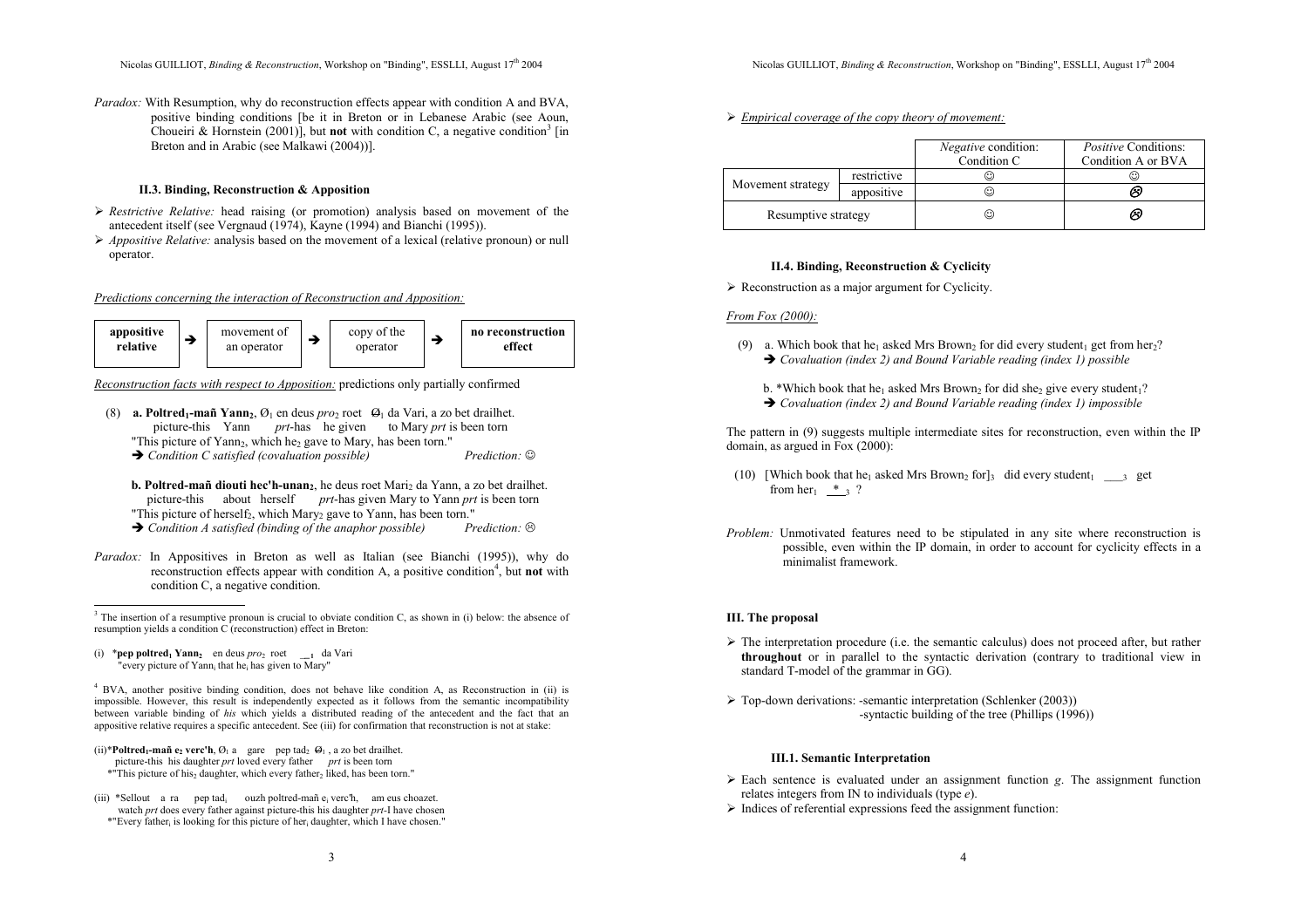*Paradox:* With Resumption, why do reconstruction effects appear with condition A and BVA, positive binding conditions [be it in Breton or in Lebanese Arabic (see Aoun, Choueiri & Hornstein (2001)], but **not** with condition C, a negative condition[3] [in Breton and in Arabic (see Malkawi (2004))].

#### II.3. Binding, Reconstruction & Apposition

- *Restrictive Relative:* head raising (or promotion) analysis based on movement of the antecedent itself (see Vergnaud (1974), Kayne (1994) and Bianchi (1995)).
- *Appositive Relative:* analysis based on the movement of a lexical (relative pronoun) or null operator.

*Predictions concerning the interaction of Reconstruction and Apposition:*

**appositive relative** → movement of an operator → copy of the operator → **no reconstruction effect**

*Reconstruction facts with respect to Apposition:* predictions only partially confirmed

(8) **a. Poltred$_1$-mañ Yann$_2$**, Ø$_1$ en deus *pro*$_2$ roet Ø$_1$ da Vari, a zo bet drailhet.
picture-this Yann *prt*-has he given to Mary *prt* is been torn
"This picture of Yann$_2$, which he$_2$ gave to Mary, has been torn."
→ *Condition C satisfied (covaluation possible)* *Prediction:* ☺

**b. Poltred-mañ diouti hec'h-unan$_2$**, he deus roet Mari$_2$ da Yann, a zo bet drailhet.
picture-this about herself *prt*-has given Mary to Yann *prt* is been torn
"This picture of herself$_2$, which Mary$_2$ gave to Yann, has been torn."
→ *Condition A satisfied (binding of the anaphor possible)* *Prediction:* ☹

*Paradox:* In Appositives in Breton as well as Italian (see Bianchi (1995)), why do reconstruction effects appear with condition A, a positive condition[4], but **not** with condition C, a negative condition.

---

[3] The insertion of a resumptive pronoun is crucial to obviate condition C, as shown in (i) below: the absence of resumption yields a condition C (reconstruction) effect in Breton:

(i) ***pep poltred$_1$ Yann$_2$** en deus *pro*$_2$ roet __$_1$ da Vari
"every picture of Yann$_i$ that he$_i$ has given to Mary"

[4] BVA, another positive binding condition, does not behave like condition A, as Reconstruction in (ii) is impossible. However, this result is independently expected as it follows from the semantic incompatibility between variable binding of *his* which yields a distributed reading of the antecedent and the fact that an appositive relative requires a specific antecedent. See (iii) for confirmation that reconstruction is not at stake:

(ii) ***Poltred$_1$-mañ e$_2$ verc'h**, Ø$_1$ a gare pep tad$_2$ Ø$_1$ , a zo bet drailhet.
picture-this his daughter *prt* loved every father *prt* is been torn
*"This picture of his$_2$ daughter, which every father$_2$ liked, has been torn."

(iii) *Sellout a ra pep tad$_i$ ouzh poltred-mañ e$_i$ verc'h, am eus choazet.
watch *prt* does every father against picture-this his daughter *prt*-I have chosen
*"Every father$_i$ is looking for this picture of her$_i$ daughter, which I have chosen."

---

- *Empirical coverage of the copy theory of movement:*

| | | *Negative* condition: Condition C | *Positive* Conditions: Condition A or BVA |
|---|---|---|---|
| Movement strategy | restrictive | ☺ | ☺ |
| | appositive | ☺ | ☹ |
| Resumptive strategy | | ☺ | ☹ |

#### II.4. Binding, Reconstruction & Cyclicity

- Reconstruction as a major argument for Cyclicity.

*From Fox (2000):*

(9) a. Which book that he$_1$ asked Mrs Brown$_2$ for did every student$_1$ get from her$_2$?
→ *Covaluation (index 2) and Bound Variable reading (index 1) possible*

b. *Which book that he$_1$ asked Mrs Brown$_2$ for did she$_2$ give every student$_1$?
→ *Covaluation (index 2) and Bound Variable reading (index 1) impossible*

The pattern in (9) suggests multiple intermediate sites for reconstruction, even within the IP domain, as argued in Fox (2000):

(10) [Which book that he$_1$ asked Mrs Brown$_2$ for]$_3$ did every student$_1$ ___$_3$ get from her$_1$ \*___$_3$ ?

*Problem:* Unmotivated features need to be stipulated in any site where reconstruction is possible, even within the IP domain, in order to account for cyclicity effects in a minimalist framework.

### III. The proposal

- The interpretation procedure (i.e. the semantic calculus) does not proceed after, but rather **throughout** or in parallel to the syntactic derivation (contrary to traditional view in standard T-model of the grammar in GG).
- Top-down derivations: -semantic interpretation (Schlenker (2003))
  -syntactic building of the tree (Phillips (1996))

#### III.1. Semantic Interpretation

- Each sentence is evaluated under an assignment function *g*. The assignment function relates integers from IN to individuals (type *e*).
- Indices of referential expressions feed the assignment function: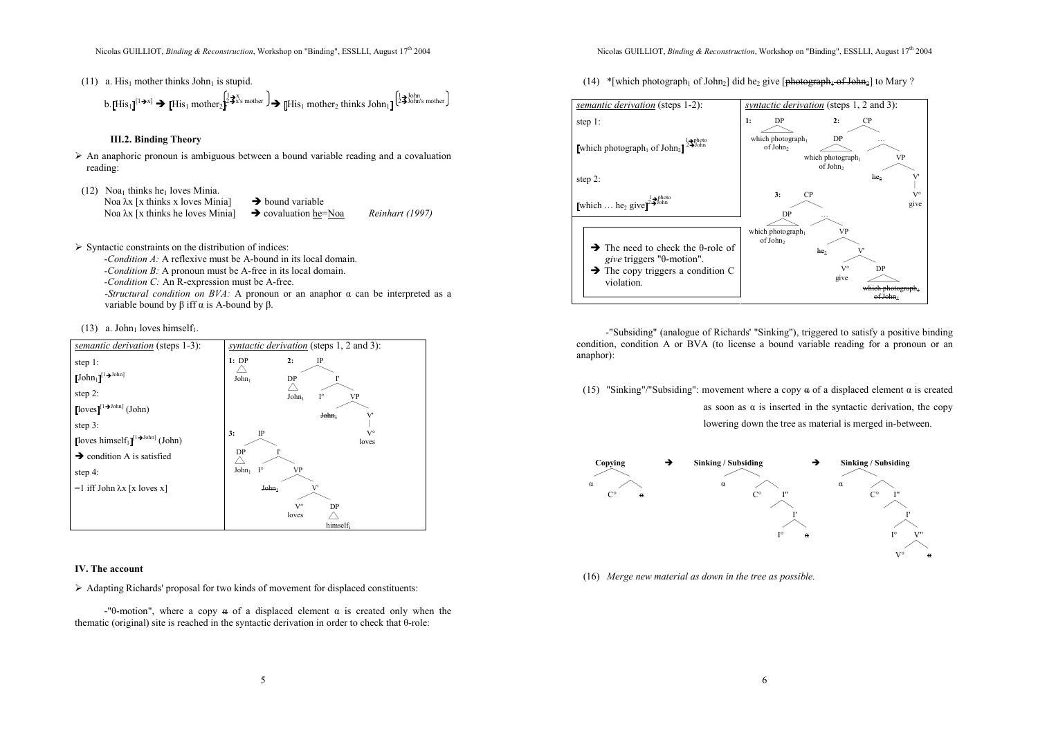(11) a. His$_1$ mother thinks John$_1$ is stupid.

b. [His$_1$]$^{[1 \rightarrow x]}$ → [His$_1$ mother$_2$]$^{[1 \rightarrow x,\ 2 \rightarrow x\text{'s mother}]}$ → [[His$_1$ mother$_2$ thinks John$_1$]$^{[1 \rightarrow John,\ 2 \rightarrow John\text{'s mother}]}$

### III.2. Binding Theory

- An anaphoric pronoun is ambiguous between a bound variable reading and a covaluation reading:

(12) Noa$_1$ thinks he$_1$ loves Minia.
Noa λx [x thinks x loves Minia] → bound variable
Noa λx [x thinks he loves Minia] → covaluation he=Noa *Reinhart (1997)*

- Syntactic constraints on the distribution of indices:
  - *Condition A:* A reflexive must be A-bound in its local domain.
  - *Condition B:* A pronoun must be A-free in its local domain.
  - *Condition C:* An R-expression must be A-free.
  - *Structural condition on BVA:* A pronoun or an anaphor α can be interpreted as a variable bound by β iff α is A-bound by β.

(13) a. John$_1$ loves himself$_1$.

| *semantic derivation* (steps 1-3): | *syntactic derivation* (steps 1, 2 and 3): |
|---|---|
| step 1: [John$_1$]$^{[1 \rightarrow John]}$ | 1: [DP John$_1$] |
| step 2: [loves]$^{[1 \rightarrow John]}$ (John) | 2: [IP [DP John$_1$] [I' I° [VP ~~John$_1$~~ [V' V° loves]]]] |
| step 3: [loves himself$_1$]$^{[1 \rightarrow John]}$ (John) → condition A is satisfied | 3: [IP [DP John$_1$] [I' I° [VP ~~John$_1$~~ [V' V° loves [DP himself$_1$]]]]] |
| step 4: =1 iff John λx [x loves x] | |

### IV. The account

- Adapting Richards' proposal for two kinds of movement for displaced constituents:

-"θ-motion", where a copy ~~α~~ of a displaced element α is created only when the thematic (original) site is reached in the syntactic derivation in order to check that θ-role:

(14) *[which photograph$_1$ of John$_2$] did he$_2$ give [~~photograph$_1$ of John$_2$~~] to Mary ?

| *semantic derivation* (steps 1-2): | *syntactic derivation* (steps 1, 2 and 3): |
|---|---|
| step 1: [which photograph$_1$ of John$_2$]$^{[1 \rightarrow photo,\ 2 \rightarrow John]}$ | 1: [DP which photograph$_1$ of John$_2$] |
| step 2: [which … he$_2$ give]$^{[1 \rightarrow photo,\ 2 \rightarrow John]}$ | 2: [CP [DP which photograph$_1$ of John$_2$] … [VP ~~he$_2$~~ [V' V° give]]] |
| → The need to check the θ-role of *give* triggers "θ-motion". → The copy triggers a condition C violation. | 3: [CP [DP which photograph$_1$ of John$_2$] … [VP ~~he$_2$~~ [V' V° give [DP ~~which photograph$_1$ of John$_2$~~]]]] |

-"Subsiding" (analogue of Richards' "Sinking"), triggered to satisfy a positive binding condition, condition A or BVA (to license a bound variable reading for a pronoun or an anaphor):

(15) "Sinking"/"Subsiding": movement where a copy ~~α~~ of a displaced element α is created as soon as α is inserted in the syntactic derivation, the copy lowering down the tree as material is merged in-between.

Copying: [α [C° ~~α~~]] → Sinking / Subsiding: [α [C° [I'' [I' [I° ~~α~~]]]]] → Sinking / Subsiding: [α [C° [I'' [I' [I° [V'' [V° ~~α~~]]]]]]]

(16) *Merge new material as down in the tree as possible.*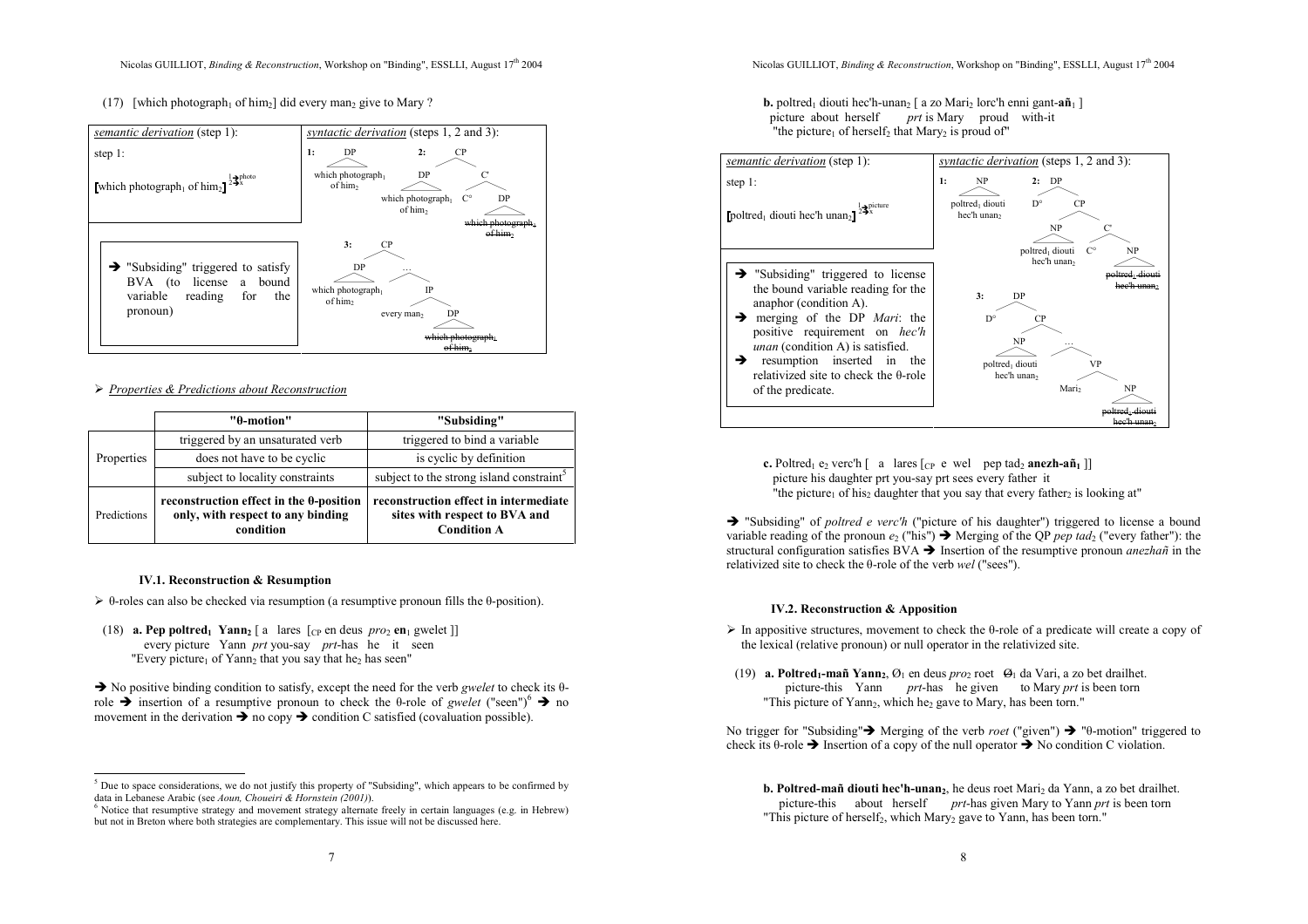(17) [which photograph$_1$ of him$_2$] did every man$_2$ give to Mary ?

| *semantic derivation* (step 1): | *syntactic derivation* (steps 1, 2 and 3): |
|---|---|
| step 1: [which photograph$_1$ of him$_2$] $^{1 \rightarrow photo}_{2 \rightarrow x}$ | **1:** DP [which photograph$_1$ of him$_2$] **2:** CP [DP [which photograph$_1$ of him$_2$] C' [C° DP [~~which photograph$_1$ of him$_2$~~]]] |
| ➔ "Subsiding" triggered to satisfy BVA (to license a bound variable reading for the pronoun) | **3:** CP [DP [which photograph$_1$ of him$_2$] … IP [every man$_2$ DP [~~which photograph$_1$ of him$_2$~~]]] |

➢ *Properties & Predictions about Reconstruction*

| | "θ-motion" | "Subsiding" |
|---|---|---|
| Properties | triggered by an unsaturated verb | triggered to bind a variable |
| | does not have to be cyclic | is cyclic by definition |
| | subject to locality constraints | subject to the strong island constraint[5] |
| Predictions | **reconstruction effect in the θ-position only, with respect to any binding condition** | **reconstruction effect in intermediate sites with respect to BVA and Condition A** |

### IV.1. Reconstruction & Resumption

➢ θ-roles can also be checked via resumption (a resumptive pronoun fills the θ-position).

(18) **a. Pep poltred$_1$ Yann$_2$** [ a lares [$_{CP}$ en deus *pro*$_2$ **en**$_1$ gwelet ]]
every picture Yann *prt* you-say *prt*-has he it seen
"Every picture$_1$ of Yann$_2$ that you say that he$_2$ has seen"

➔ No positive binding condition to satisfy, except the need for the verb *gwelet* to check its θ-role ➔ insertion of a resumptive pronoun to check the θ-role of *gwelet* ("seen")[6] ➔ no movement in the derivation ➔ no copy ➔ condition C satisfied (covaluation possible).

**b.** poltred$_1$ diouti hec'h-unan$_2$ [ a zo Mari$_2$ lorc'h enni gant-**añ**$_1$ ]
picture about herself *prt* is Mary proud with-it
"the picture$_1$ of herself$_2$ that Mary$_2$ is proud of"

| *semantic derivation* (step 1): | *syntactic derivation* (steps 1, 2 and 3): |
|---|---|
| step 1: [poltred$_1$ diouti hec'h unan$_2$] $^{1 \rightarrow picture}_{2 \rightarrow x}$ | **1:** NP [poltred$_1$ diouti hec'h unan$_2$] **2:** DP [D° CP [NP [poltred$_1$ diouti hec'h unan$_2$] C' [C° NP [~~poltred$_1$ diouti hec'h unan$_2$~~]]]] |
| ➔ "Subsiding" triggered to license the bound variable reading for the anaphor (condition A). ➔ merging of the DP *Mari*: the positive requirement on *hec'h unan* (condition A) is satisfied. ➔ resumption inserted in the relativized site to check the θ-role of the predicate. | **3:** DP [D° CP [NP [poltred$_1$ diouti hec'h unan$_2$] … VP [Mari$_2$ NP [~~poltred$_1$ diouti hec'h unan$_2$~~]]]] |

**c.** Poltred$_1$ e$_2$ verc'h [ a lares [$_{CP}$ e wel pep tad$_2$ **anezh-añ$_1$** ]]
picture his daughter prt you-say prt sees every father it
"the picture$_1$ of his$_2$ daughter that you say that every father$_2$ is looking at"

➔ "Subsiding" of *poltred e verc'h* ("picture of his daughter") triggered to license a bound variable reading of the pronoun *e*$_2$ ("his") ➔ Merging of the QP *pep tad*$_2$ ("every father"): the structural configuration satisfies BVA ➔ Insertion of the resumptive pronoun *anezhañ* in the relativized site to check the θ-role of the verb *wel* ("sees").

### IV.2. Reconstruction & Apposition

➢ In appositive structures, movement to check the θ-role of a predicate will create a copy of the lexical (relative pronoun) or null operator in the relativized site.

(19) **a. Poltred$_1$-mañ Yann$_2$**, Ø$_1$ en deus *pro*$_2$ roet ~~Ø$_1$~~ da Vari, a zo bet drailhet.
picture-this Yann *prt*-has he given to Mary *prt* is been torn
"This picture of Yann$_2$, which he$_2$ gave to Mary, has been torn."

No trigger for "Subsiding"➔ Merging of the verb *roet* ("given") ➔ "θ-motion" triggered to check its θ-role ➔ Insertion of a copy of the null operator ➔ No condition C violation.

**b. Poltred-mañ diouti hec'h-unan$_2$**, he deus roet Mari$_2$ da Yann, a zo bet drailhet.
picture-this about herself *prt*-has given Mary to Yann *prt* is been torn
"This picture of herself$_2$, which Mary$_2$ gave to Yann, has been torn."

---

[5] Due to space considerations, we do not justify this property of "Subsiding", which appears to be confirmed by data in Lebanese Arabic (see *Aoun, Choueiri & Hornstein (2001)*).

[6] Notice that resumptive strategy and movement strategy alternate freely in certain languages (e.g. in Hebrew) but not in Breton where both strategies are complementary. This issue will not be discussed here.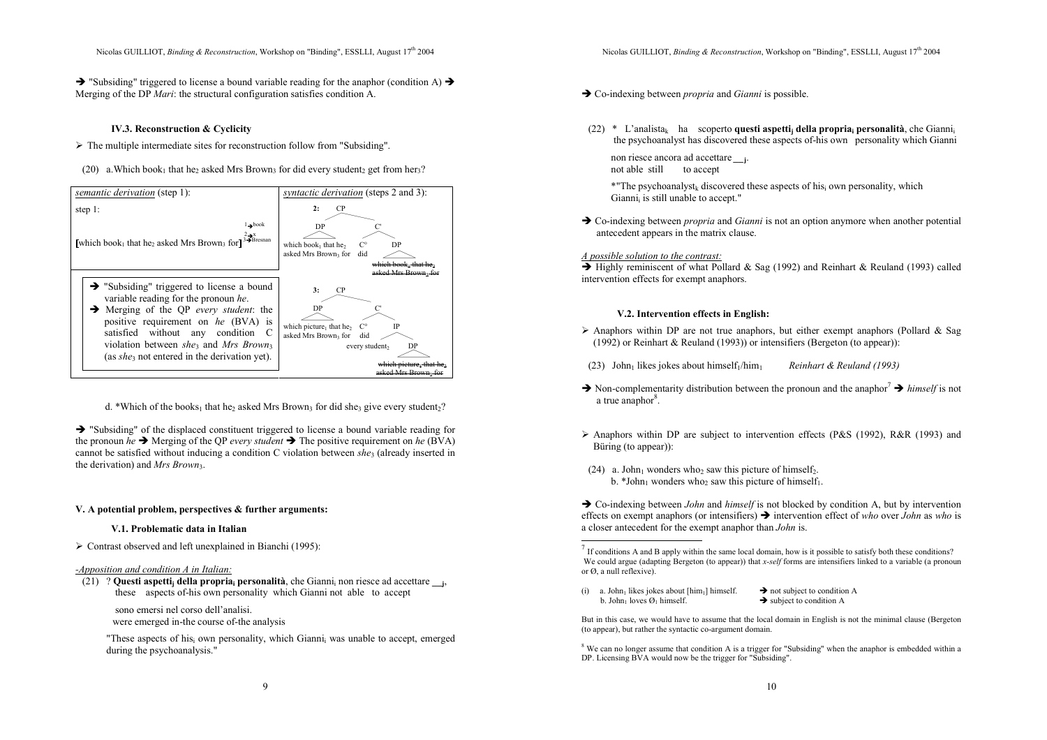➔ "Subsiding" triggered to license a bound variable reading for the anaphor (condition A) ➔ Merging of the DP *Mari*: the structural configuration satisfies condition A.

#### IV.3. Reconstruction & Cyclicity

➢ The multiple intermediate sites for reconstruction follow from "Subsiding".

(20) a. Which book$_1$ that he$_2$ asked Mrs Brown$_3$ for did every student$_2$ get from her$_3$?

| *semantic derivation* (step 1): | *syntactic derivation* (steps 2 and 3): |
|---|---|
| step 1: [which book$_1$ that he$_2$ asked Mrs Brown$_3$ for] (1 ➔ book; 2 ➔ x; 3 ➔ Bresnan) | 2: [CP [DP which book$_1$ that he$_2$ asked Mrs Brown$_3$ for] [C' [C° did] [DP ~~which book$_1$ that he$_2$ asked Mrs Brown$_3$ for~~]]] |
| ➔ "Subsiding" triggered to license a bound variable reading for the pronoun *he*. ➔ Merging of the QP *every student*: the positive requirement on *he* (BVA) is satisfied without any condition C violation between *she*$_3$ and *Mrs Brown*$_3$ (as *she*$_3$ not entered in the derivation yet). | 3: [CP [DP which picture$_1$ that he$_2$ asked Mrs Brown$_3$ for] [C' [C° did] [IP every student$_2$ [DP ~~which picture$_1$ that he$_2$ asked Mrs Brown$_3$ for~~]]]] |

d. *Which of the books$_1$ that he$_2$ asked Mrs Brown$_3$ for did she$_3$ give every student$_2$?

➔ "Subsiding" of the displaced constituent triggered to license a bound variable reading for the pronoun *he* ➔ Merging of the QP *every student* ➔ The positive requirement on *he* (BVA) cannot be satisfied without inducing a condition C violation between *she*$_3$ (already inserted in the derivation) and *Mrs Brown*$_3$.

### V. A potential problem, perspectives & further arguments:

#### V.1. Problematic data in Italian

➢ Contrast observed and left unexplained in Bianchi (1995):

*-Apposition and condition A in Italian:*

(21) ? **Questi aspetti$_j$ della propria$_i$ personalità**, che Gianni$_i$ non riesce ad accettare __$_j$,
these aspects of-his own personality which Gianni not able to accept

sono emersi nel corso dell'analisi.
were emerged in-the course of-the analysis

"These aspects of his$_i$ own personality, which Gianni$_i$ was unable to accept, emerged during the psychoanalysis."

➔ Co-indexing between *propria* and *Gianni* is possible.

(22) * L'analista$_k$ ha scoperto **questi aspetti$_j$ della propria$_i$ personalità**, che Gianni$_i$
the psychoanalyst has discovered these aspects of-his own personality which Gianni

non riesce ancora ad accettare __$_j$.
not able still to accept

*"The psychoanalyst$_k$ discovered these aspects of his$_i$ own personality, which Gianni$_i$ is still unable to accept."

➔ Co-indexing between *propria* and *Gianni* is not an option anymore when another potential antecedent appears in the matrix clause.

*A possible solution to the contrast:*
➔ Highly reminiscent of what Pollard & Sag (1992) and Reinhart & Reuland (1993) called intervention effects for exempt anaphors.

#### V.2. Intervention effects in English:

➢ Anaphors within DP are not true anaphors, but either exempt anaphors (Pollard & Sag (1992) or Reinhart & Reuland (1993)) or intensifiers (Bergeton (to appear)):

(23) John$_1$ likes jokes about himself$_1$/him$_1$ *Reinhart & Reuland (1993)*

➔ Non-complementarity distribution between the pronoun and the anaphor[7] ➔ *himself* is not a true anaphor[8].

➢ Anaphors within DP are subject to intervention effects (P&S (1992), R&R (1993) and Büring (to appear)):

(24) a. John$_1$ wonders who$_2$ saw this picture of himself$_2$.
b. *John$_1$ wonders who$_2$ saw this picture of himself$_1$.

➔ Co-indexing between *John* and *himself* is not blocked by condition A, but by intervention effects on exempt anaphors (or intensifiers) ➔ intervention effect of *who* over *John* as *who* is a closer antecedent for the exempt anaphor than *John* is.

---

[7] If conditions A and B apply within the same local domain, how is it possible to satisfy both these conditions? We could argue (adapting Bergeton (to appear)) that *x-self* forms are intensifiers linked to a variable (a pronoun or Ø, a null reflexive).

(i) a. John$_1$ likes jokes about [him$_1$] himself. ➔ not subject to condition A
b. John$_1$ loves Ø$_1$ himself. ➔ subject to condition A

But in this case, we would have to assume that the local domain in English is not the minimal clause (Bergeton (to appear), but rather the syntactic co-argument domain.

[8] We can no longer assume that condition A is a trigger for "Subsiding" when the anaphor is embedded within a DP. Licensing BVA would now be the trigger for "Subsiding".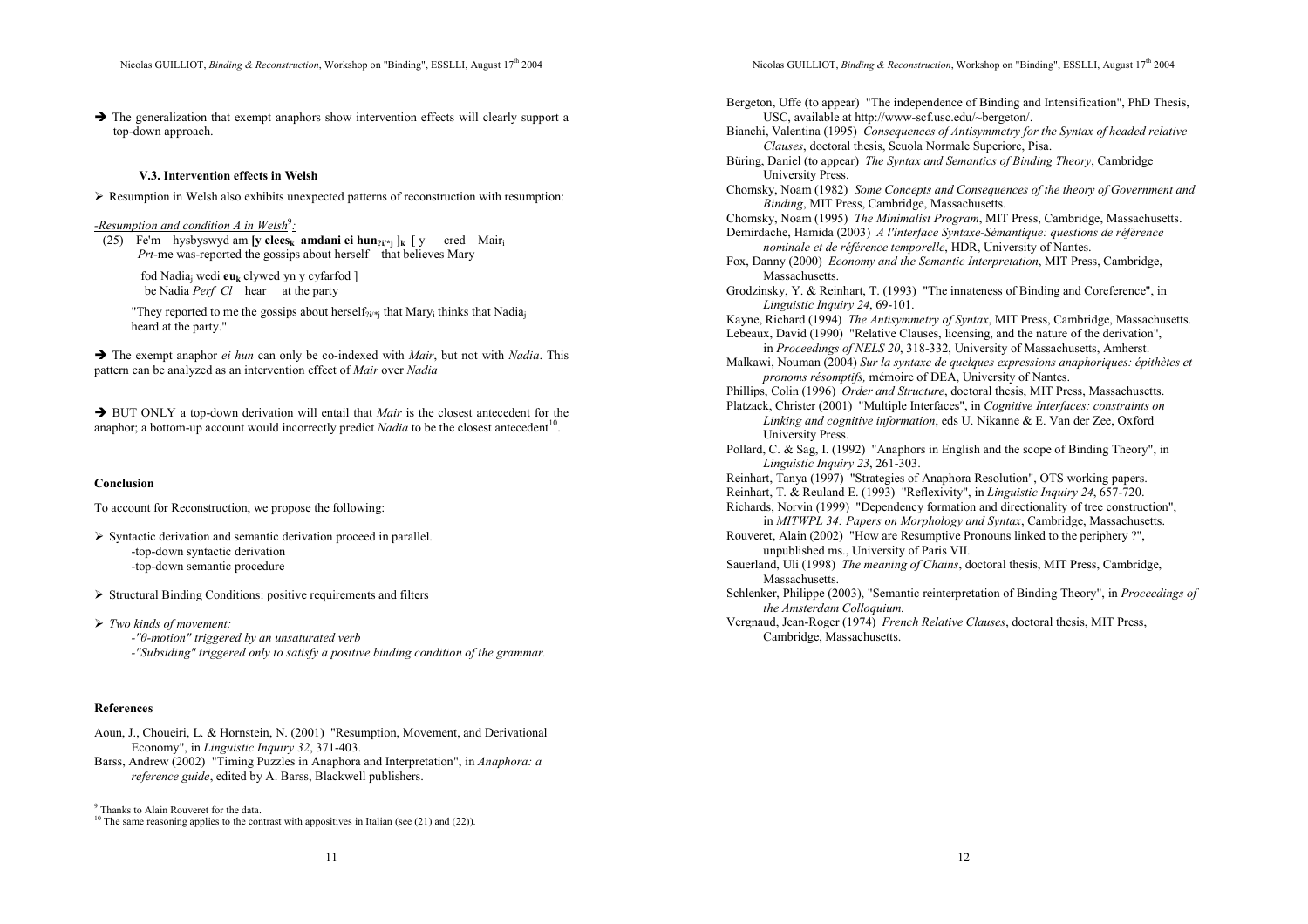➔ The generalization that exempt anaphors show intervention effects will clearly support a top-down approach.

### V.3. Intervention effects in Welsh

➢ Resumption in Welsh also exhibits unexpected patterns of reconstruction with resumption:

*-Resumption and condition A in Welsh*[9]*:*

(25) Fe'm hysbyswyd am **[y clecs$_k$ amdani ei hun$_{?i/*j}$ ]$_k$** [ y cred Mair$_i$
*Prt*-me was-reported the gossips about herself that believes Mary

fod Nadia$_j$ wedi **eu$_k$** clywed yn y cyfarfod ]
be Nadia *Perf Cl* hear at the party

"They reported to me the gossips about herself$_{?i/*j}$ that Mary$_i$ thinks that Nadia$_j$ heard at the party."

➔ The exempt anaphor *ei hun* can only be co-indexed with *Mair*, but not with *Nadia*. This pattern can be analyzed as an intervention effect of *Mair* over *Nadia*

➔ BUT ONLY a top-down derivation will entail that *Mair* is the closest antecedent for the anaphor; a bottom-up account would incorrectly predict *Nadia* to be the closest antecedent[10].

### Conclusion

To account for Reconstruction, we propose the following:

➢ Syntactic derivation and semantic derivation proceed in parallel.
-top-down syntactic derivation
-top-down semantic procedure

➢ Structural Binding Conditions: positive requirements and filters

➢ *Two kinds of movement:*
*-"θ-motion" triggered by an unsaturated verb*
*-"Subsiding" triggered only to satisfy a positive binding condition of the grammar.*

### References

Aoun, J., Choueiri, L. & Hornstein, N. (2001) "Resumption, Movement, and Derivational Economy", in *Linguistic Inquiry 32*, 371-403.

Barss, Andrew (2002) "Timing Puzzles in Anaphora and Interpretation", in *Anaphora: a reference guide*, edited by A. Barss, Blackwell publishers.

Bergeton, Uffe (to appear) "The independence of Binding and Intensification", PhD Thesis, USC, available at http://www-scf.usc.edu/~bergeton/.

Bianchi, Valentina (1995) *Consequences of Antisymmetry for the Syntax of headed relative Clauses*, doctoral thesis, Scuola Normale Superiore, Pisa.

Büring, Daniel (to appear) *The Syntax and Semantics of Binding Theory*, Cambridge University Press.

Chomsky, Noam (1982) *Some Concepts and Consequences of the theory of Government and Binding*, MIT Press, Cambridge, Massachusetts.

Chomsky, Noam (1995) *The Minimalist Program*, MIT Press, Cambridge, Massachusetts.

Demirdache, Hamida (2003) *A l'interface Syntaxe-Sémantique: questions de référence nominale et de référence temporelle*, HDR, University of Nantes.

Fox, Danny (2000) *Economy and the Semantic Interpretation*, MIT Press, Cambridge, Massachusetts.

Grodzinsky, Y. & Reinhart, T. (1993) "The innateness of Binding and Coreference", in *Linguistic Inquiry 24*, 69-101.

Kayne, Richard (1994) *The Antisymmetry of Syntax*, MIT Press, Cambridge, Massachusetts.

Lebeaux, David (1990) "Relative Clauses, licensing, and the nature of the derivation", in *Proceedings of NELS 20*, 318-332, University of Massachusetts, Amherst.

Malkawi, Nouman (2004) *Sur la syntaxe de quelques expressions anaphoriques: épithètes et pronoms résomptifs,* mémoire of DEA, University of Nantes.

Phillips, Colin (1996) *Order and Structure*, doctoral thesis, MIT Press, Massachusetts.

Platzack, Christer (2001) "Multiple Interfaces", in *Cognitive Interfaces: constraints on Linking and cognitive information*, eds U. Nikanne & E. Van der Zee, Oxford University Press.

Pollard, C. & Sag, I. (1992) "Anaphors in English and the scope of Binding Theory", in *Linguistic Inquiry 23*, 261-303.

Reinhart, Tanya (1997) "Strategies of Anaphora Resolution", OTS working papers.

Reinhart, T. & Reuland E. (1993) "Reflexivity", in *Linguistic Inquiry 24*, 657-720.

Richards, Norvin (1999) "Dependency formation and directionality of tree construction", in *MITWPL 34: Papers on Morphology and Syntax*, Cambridge, Massachusetts.

Rouveret, Alain (2002) "How are Resumptive Pronouns linked to the periphery ?", unpublished ms., University of Paris VII.

Sauerland, Uli (1998) *The meaning of Chains*, doctoral thesis, MIT Press, Cambridge, Massachusetts.

Schlenker, Philippe (2003), "Semantic reinterpretation of Binding Theory", in *Proceedings of the Amsterdam Colloquium.*

Vergnaud, Jean-Roger (1974) *French Relative Clauses*, doctoral thesis, MIT Press, Cambridge, Massachusetts.

---

[9] Thanks to Alain Rouveret for the data.

[10] The same reasoning applies to the contrast with appositives in Italian (see (21) and (22)).